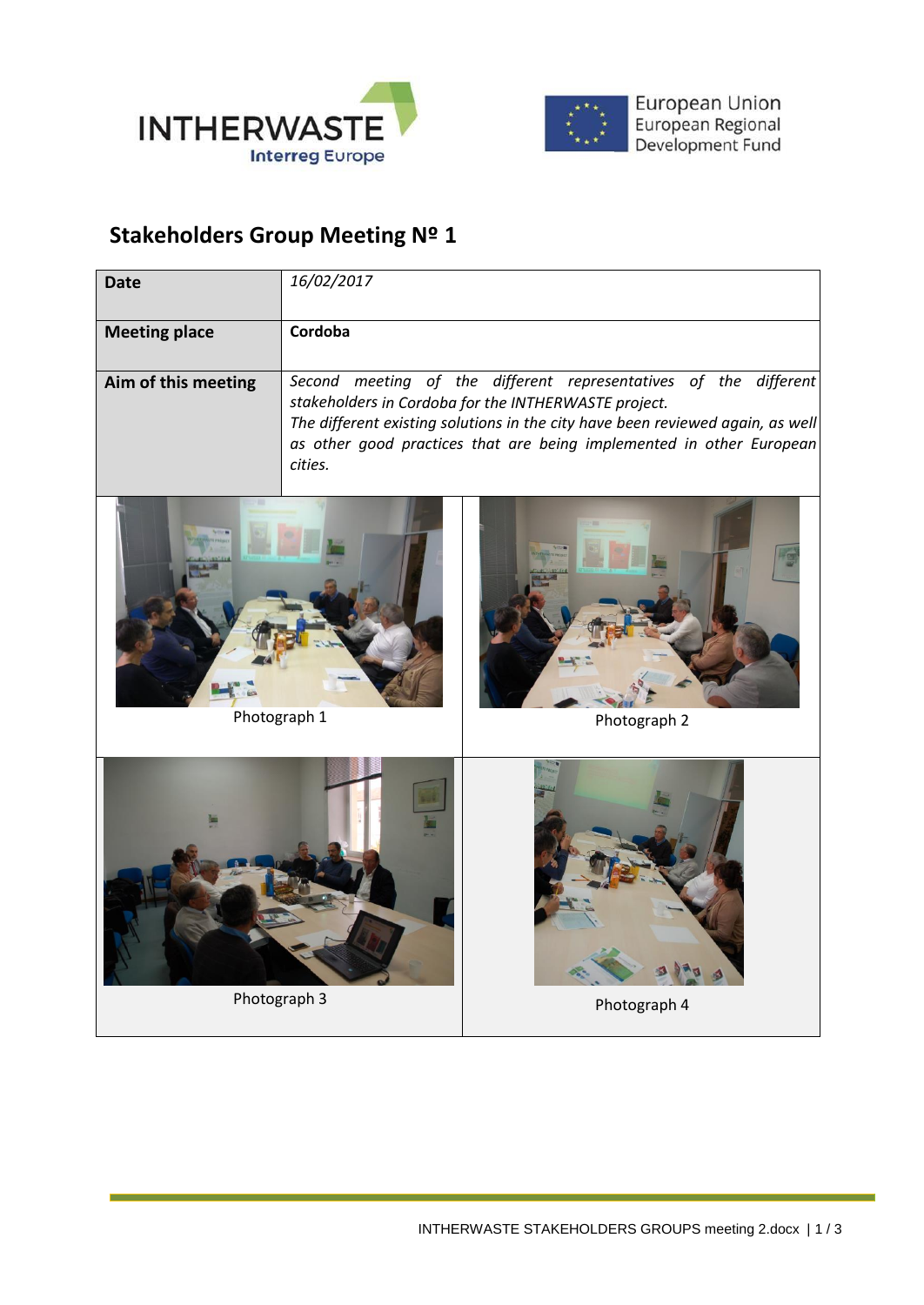# Stakeholders Group Meeting Nº 1

| Date | *16/02/2017* |
|---|---|
| **Meeting place** | **Cordoba** |
| **Aim of this meeting** | *Second meeting of the different representatives of the different stakeholders in Cordoba for the INTHERWASTE project. The different existing solutions in the city have been reviewed again, as well as other good practices that are being implemented in other European cities.* |

Photograph 1

Photograph 2

Photograph 3

Photograph 4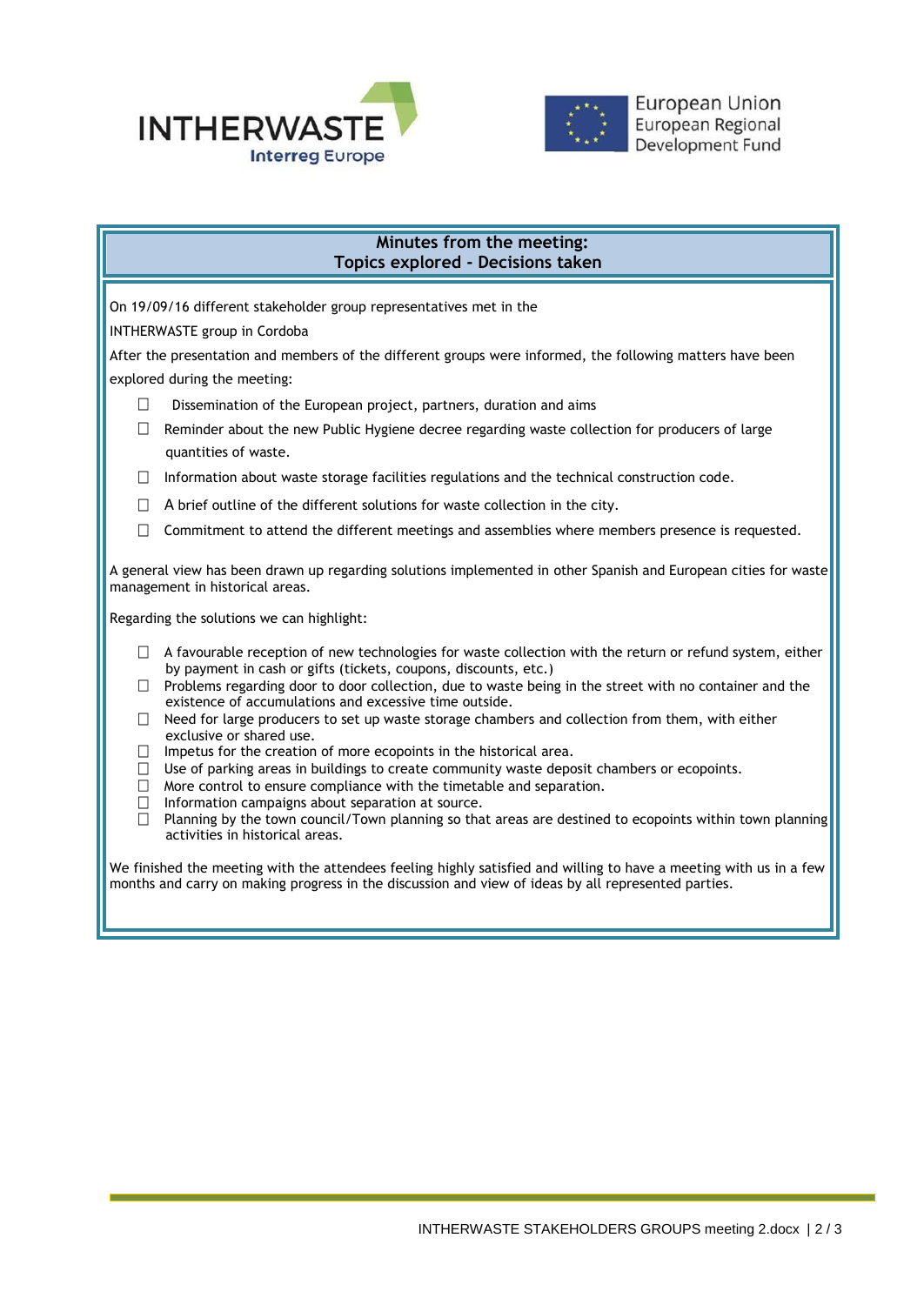INTHERWASTE
Interreg Europe

European Union
European Regional
Development Fund

## Minutes from the meeting: Topics explored - Decisions taken

On 19/09/16 different stakeholder group representatives met in the

INTHERWASTE group in Cordoba

After the presentation and members of the different groups were informed, the following matters have been explored during the meeting:

- Dissemination of the European project, partners, duration and aims
- Reminder about the new Public Hygiene decree regarding waste collection for producers of large quantities of waste.
- Information about waste storage facilities regulations and the technical construction code.
- A brief outline of the different solutions for waste collection in the city.
- Commitment to attend the different meetings and assemblies where members presence is requested.

A general view has been drawn up regarding solutions implemented in other Spanish and European cities for waste management in historical areas.

Regarding the solutions we can highlight:

- A favourable reception of new technologies for waste collection with the return or refund system, either by payment in cash or gifts (tickets, coupons, discounts, etc.)
- Problems regarding door to door collection, due to waste being in the street with no container and the existence of accumulations and excessive time outside.
- Need for large producers to set up waste storage chambers and collection from them, with either exclusive or shared use.
- Impetus for the creation of more ecopoints in the historical area.
- Use of parking areas in buildings to create community waste deposit chambers or ecopoints.
- More control to ensure compliance with the timetable and separation.
- Information campaigns about separation at source.
- Planning by the town council/Town planning so that areas are destined to ecopoints within town planning activities in historical areas.

We finished the meeting with the attendees feeling highly satisfied and willing to have a meeting with us in a few months and carry on making progress in the discussion and view of ideas by all represented parties.